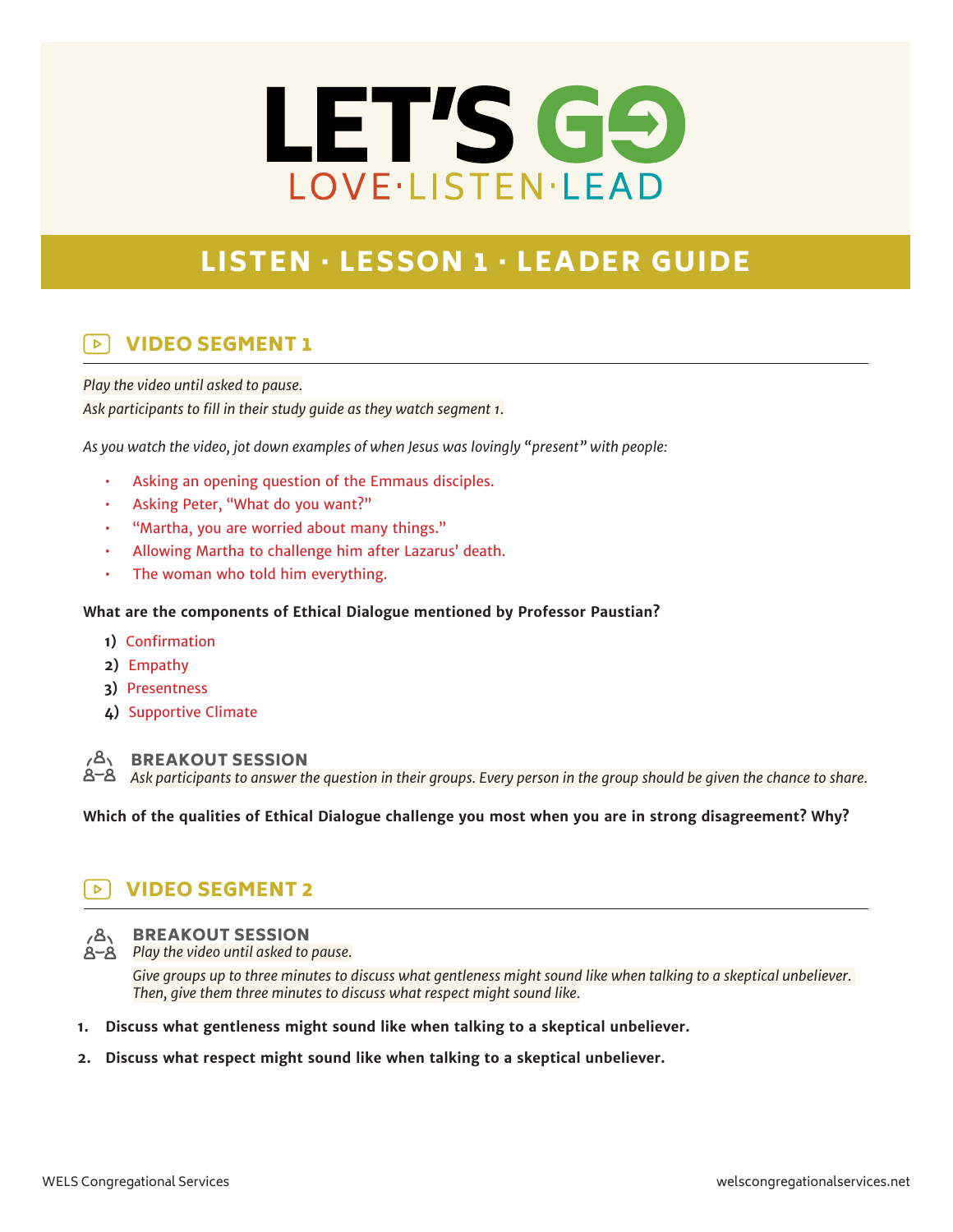# LET'S GO

LOVE·LISTEN·LEAD

## LISTEN · LESSON 1 · LEADER GUIDE

### VIDEO SEGMENT 1

*Play the video until asked to pause.*
*Ask participants to fill in their study guide as they watch segment 1.*

*As you watch the video, jot down examples of when Jesus was lovingly "present" with people:*

- Asking an opening question of the Emmaus disciples.
- Asking Peter, "What do you want?"
- "Martha, you are worried about many things."
- Allowing Martha to challenge him after Lazarus' death.
- The woman who told him everything.

**What are the components of Ethical Dialogue mentioned by Professor Paustian?**

1) Confirmation
2) Empathy
3) Presentness
4) Supportive Climate

#### BREAKOUT SESSION

*Ask participants to answer the question in their groups. Every person in the group should be given the chance to share.*

**Which of the qualities of Ethical Dialogue challenge you most when you are in strong disagreement? Why?**

### VIDEO SEGMENT 2

#### BREAKOUT SESSION

*Play the video until asked to pause.*

*Give groups up to three minutes to discuss what gentleness might sound like when talking to a skeptical unbeliever. Then, give them three minutes to discuss what respect might sound like.*

1. **Discuss what gentleness might sound like when talking to a skeptical unbeliever.**
2. **Discuss what respect might sound like when talking to a skeptical unbeliever.**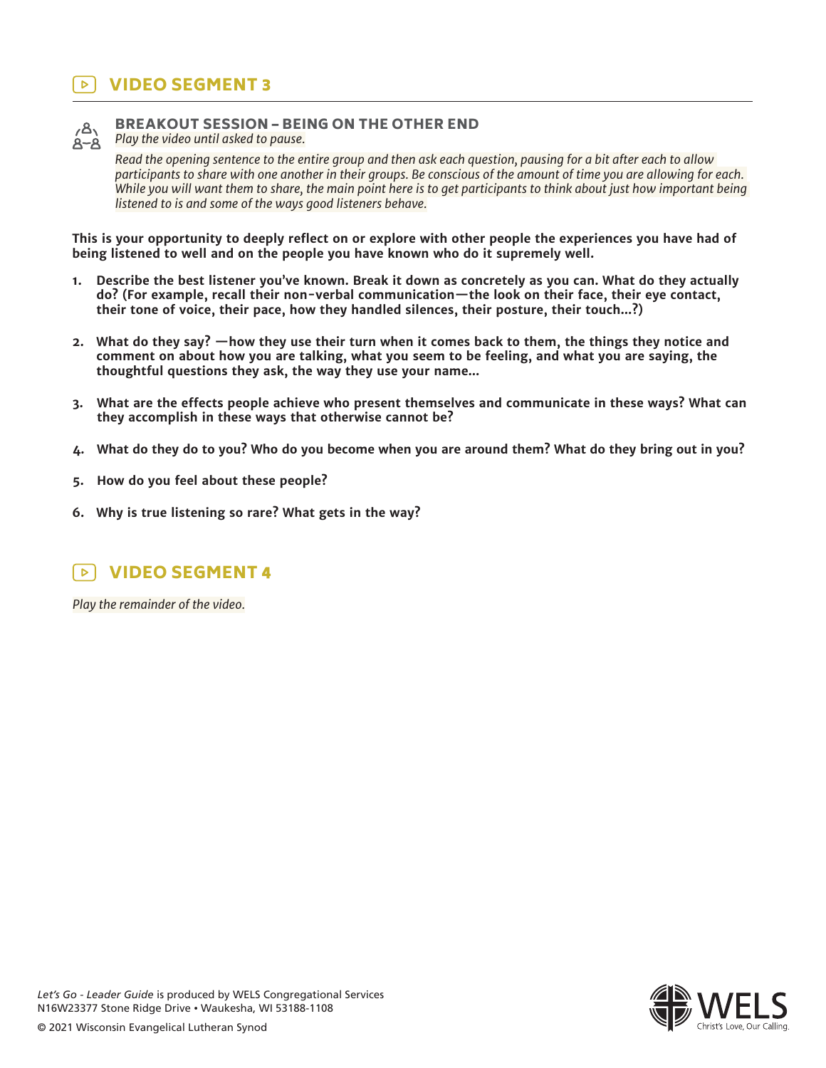## VIDEO SEGMENT 3

### BREAKOUT SESSION – BEING ON THE OTHER END

*Play the video until asked to pause.*

*Read the opening sentence to the entire group and then ask each question, pausing for a bit after each to allow participants to share with one another in their groups. Be conscious of the amount of time you are allowing for each. While you will want them to share, the main point here is to get participants to think about just how important being listened to is and some of the ways good listeners behave.*

**This is your opportunity to deeply reflect on or explore with other people the experiences you have had of being listened to well and on the people you have known who do it supremely well.**

1. **Describe the best listener you've known. Break it down as concretely as you can. What do they actually do? (For example, recall their non-verbal communication—the look on their face, their eye contact, their tone of voice, their pace, how they handled silences, their posture, their touch…?)**
2. **What do they say? —how they use their turn when it comes back to them, the things they notice and comment on about how you are talking, what you seem to be feeling, and what you are saying, the thoughtful questions they ask, the way they use your name…**
3. **What are the effects people achieve who present themselves and communicate in these ways? What can they accomplish in these ways that otherwise cannot be?**
4. **What do they do to you? Who do you become when you are around them? What do they bring out in you?**
5. **How do you feel about these people?**
6. **Why is true listening so rare? What gets in the way?**

## VIDEO SEGMENT 4

*Play the remainder of the video.*

*Let's Go - Leader Guide* is produced by WELS Congregational Services
N16W23377 Stone Ridge Drive • Waukesha, WI 53188-1108

© 2021 Wisconsin Evangelical Lutheran Synod

WELS
Christ's Love, Our Calling.